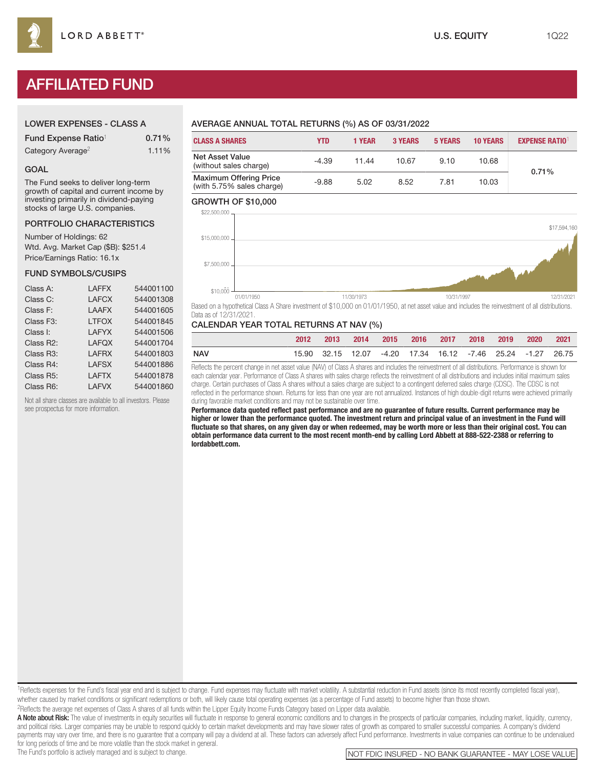LORD ABBETT®

U.S. EQUITY 1Q22

# AFFILIATED FUND

## LOWER EXPENSES - CLASS A

| | |
|---|---|
| Fund Expense Ratio[1] | 0.71% |
| Category Average[2] | 1.11% |

## GOAL

The Fund seeks to deliver long-term growth of capital and current income by investing primarily in dividend-paying stocks of large U.S. companies.

## PORTFOLIO CHARACTERISTICS

Number of Holdings: 62
Wtd. Avg. Market Cap ($B): $251.4
Price/Earnings Ratio: 16.1x

## FUND SYMBOLS/CUSIPS

| | | |
|---|---|---|
| Class A: | LAFFX | 544001100 |
| Class C: | LAFCX | 544001308 |
| Class F: | LAAFX | 544001605 |
| Class F3: | LTFOX | 544001845 |
| Class I: | LAFYX | 544001506 |
| Class R2: | LAFQX | 544001704 |
| Class R3: | LAFRX | 544001803 |
| Class R4: | LAFSX | 544001886 |
| Class R5: | LAFTX | 544001878 |
| Class R6: | LAFVX | 544001860 |

Not all share classes are available to all investors. Please see prospectus for more information.

## AVERAGE ANNUAL TOTAL RETURNS (%) AS OF 03/31/2022

| CLASS A SHARES | YTD | 1 YEAR | 3 YEARS | 5 YEARS | 10 YEARS | EXPENSE RATIO[1] |
|---|---|---|---|---|---|---|
| Net Asset Value (without sales charge) | -4.39 | 11.44 | 10.67 | 9.10 | 10.68 | 0.71% |
| Maximum Offering Price (with 5.75% sales charge) | -9.88 | 5.02 | 8.52 | 7.81 | 10.03 | |

## GROWTH OF $10,000

$17,594,160

Based on a hypothetical Class A Share investment of $10,000 on 01/01/1950, at net asset value and includes the reinvestment of all distributions. Data as of 12/31/2021.

## CALENDAR YEAR TOTAL RETURNS AT NAV (%)

| | 2012 | 2013 | 2014 | 2015 | 2016 | 2017 | 2018 | 2019 | 2020 | 2021 |
|---|---|---|---|---|---|---|---|---|---|---|
| NAV | 15.90 | 32.15 | 12.07 | -4.20 | 17.34 | 16.12 | -7.46 | 25.24 | -1.27 | 26.75 |

Reflects the percent change in net asset value (NAV) of Class A shares and includes the reinvestment of all distributions. Performance is shown for each calendar year. Performance of Class A shares with sales charge reflects the reinvestment of all distributions and includes initial maximum sales charge. Certain purchases of Class A shares without a sales charge are subject to a contingent deferred sales charge (CDSC). The CDSC is not reflected in the performance shown. Returns for less than one year are not annualized. Instances of high double-digit returns were achieved primarily during favorable market conditions and may not be sustainable over time.

**Performance data quoted reflect past performance and are no guarantee of future results. Current performance may be higher or lower than the performance quoted. The investment return and principal value of an investment in the Fund will fluctuate so that shares, on any given day or when redeemed, may be worth more or less than their original cost. You can obtain performance data current to the most recent month-end by calling Lord Abbett at 888-522-2388 or referring to lordabbett.com.**

[1]Reflects expenses for the Fund's fiscal year end and is subject to change. Fund expenses may fluctuate with market volatility. A substantial reduction in Fund assets (since its most recently completed fiscal year), whether caused by market conditions or significant redemptions or both, will likely cause total operating expenses (as a percentage of Fund assets) to become higher than those shown.

[2]Reflects the average net expenses of Class A shares of all funds within the Lipper Equity Income Funds Category based on Lipper data available.

**A Note about Risk:** The value of investments in equity securities will fluctuate in response to general economic conditions and to changes in the prospects of particular companies, including market, liquidity, currency, and political risks. Larger companies may be unable to respond quickly to certain market developments and may have slower rates of growth as compared to smaller successful companies. A company's dividend payments may vary over time, and there is no guarantee that a company will pay a dividend at all. These factors can adversely affect Fund performance. Investments in value companies can continue to be undervalued for long periods of time and be more volatile than the stock market in general.

The Fund's portfolio is actively managed and is subject to change.

NOT FDIC INSURED - NO BANK GUARANTEE - MAY LOSE VALUE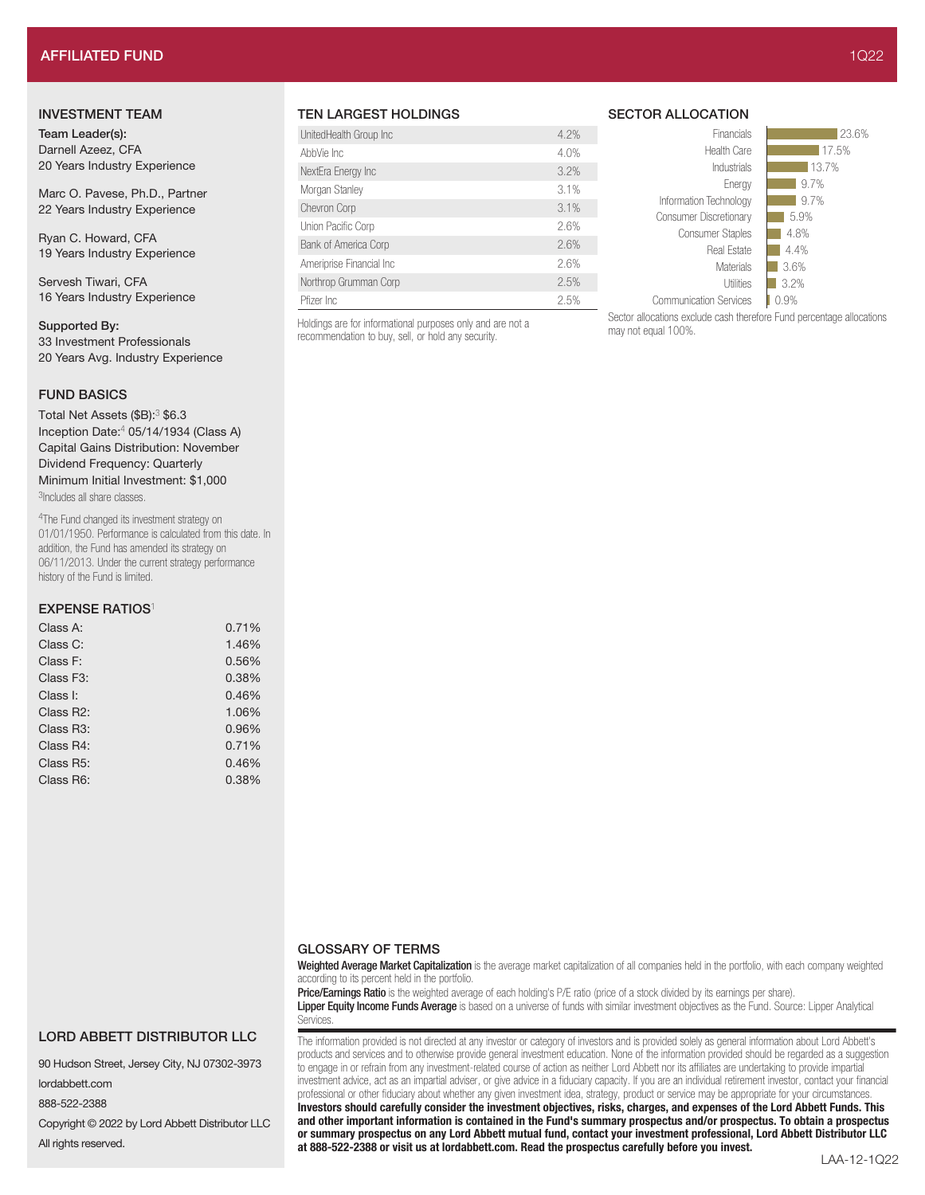## INVESTMENT TEAM

**Team Leader(s):**
Darnell Azeez, CFA
20 Years Industry Experience

Marc O. Pavese, Ph.D., Partner
22 Years Industry Experience

Ryan C. Howard, CFA
19 Years Industry Experience

Servesh Tiwari, CFA
16 Years Industry Experience

**Supported By:**
33 Investment Professionals
20 Years Avg. Industry Experience

## FUND BASICS

Total Net Assets ($B):[3] $6.3
Inception Date:[4] 05/14/1934 (Class A)
Capital Gains Distribution: November
Dividend Frequency: Quarterly
Minimum Initial Investment: $1,000

[3]Includes all share classes.

[4]The Fund changed its investment strategy on 01/01/1950. Performance is calculated from this date. In addition, the Fund has amended its strategy on 06/11/2013. Under the current strategy performance history of the Fund is limited.

## EXPENSE RATIOS[1]

| | |
|---|---|
| Class A: | 0.71% |
| Class C: | 1.46% |
| Class F: | 0.56% |
| Class F3: | 0.38% |
| Class I: | 0.46% |
| Class R2: | 1.06% |
| Class R3: | 0.96% |
| Class R4: | 0.71% |
| Class R5: | 0.46% |
| Class R6: | 0.38% |

## TEN LARGEST HOLDINGS

| | |
|---|---|
| UnitedHealth Group Inc | 4.2% |
| AbbVie Inc | 4.0% |
| NextEra Energy Inc | 3.2% |
| Morgan Stanley | 3.1% |
| Chevron Corp | 3.1% |
| Union Pacific Corp | 2.6% |
| Bank of America Corp | 2.6% |
| Ameriprise Financial Inc | 2.6% |
| Northrop Grumman Corp | 2.5% |
| Pfizer Inc | 2.5% |

Holdings are for informational purposes only and are not a recommendation to buy, sell, or hold any security.

## SECTOR ALLOCATION

Financials 23.6%
Health Care 17.5%
Industrials 13.7%
Energy 9.7%
Information Technology 9.7%
Consumer Discretionary 5.9%
Consumer Staples 4.8%
Real Estate 4.4%
Materials 3.6%
Utilities 3.2%
Communication Services 0.9%

Sector allocations exclude cash therefore Fund percentage allocations may not equal 100%.

## GLOSSARY OF TERMS

**Weighted Average Market Capitalization** is the average market capitalization of all companies held in the portfolio, with each company weighted according to its percent held in the portfolio.

**Price/Earnings Ratio** is the weighted average of each holding's P/E ratio (price of a stock divided by its earnings per share).

**Lipper Equity Income Funds Average** is based on a universe of funds with similar investment objectives as the Fund. Source: Lipper Analytical Services.

The information provided is not directed at any investor or category of investors and is provided solely as general information about Lord Abbett's products and services and to otherwise provide general investment education. None of the information provided should be regarded as a suggestion to engage in or refrain from any investment-related course of action as neither Lord Abbett nor its affiliates are undertaking to provide impartial investment advice, act as an impartial adviser, or give advice in a fiduciary capacity. If you are an individual retirement investor, contact your financial professional or other fiduciary about whether any given investment idea, strategy, product or service may be appropriate for your circumstances.
**Investors should carefully consider the investment objectives, risks, charges, and expenses of the Lord Abbett Funds. This and other important information is contained in the Fund's summary prospectus and/or prospectus. To obtain a prospectus or summary prospectus on any Lord Abbett mutual fund, contact your investment professional, Lord Abbett Distributor LLC at 888-522-2388 or visit us at lordabbett.com. Read the prospectus carefully before you invest.**

## LORD ABBETT DISTRIBUTOR LLC

90 Hudson Street, Jersey City, NJ 07302-3973

lordabbett.com

888-522-2388

Copyright © 2022 by Lord Abbett Distributor LLC
All rights reserved.

LAA-12-1Q22